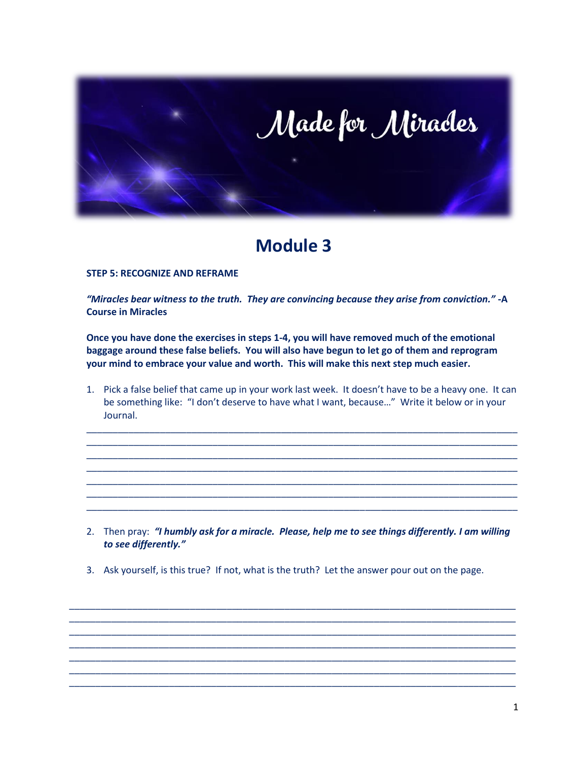# Made for Miracles

## Module 3

**STEP 5: RECOGNIZE AND REFRAME**

***"Miracles bear witness to the truth. They are convincing because they arise from conviction."*** **-A Course in Miracles**

**Once you have done the exercises in steps 1-4, you will have removed much of the emotional baggage around these false beliefs. You will also have begun to let go of them and reprogram your mind to embrace your value and worth. This will make this next step much easier.**

1. Pick a false belief that came up in your work last week. It doesn't have to be a heavy one. It can be something like: "I don't deserve to have what I want, because…" Write it below or in your Journal.

______________________________________________________________________________
______________________________________________________________________________
______________________________________________________________________________
______________________________________________________________________________
______________________________________________________________________________
______________________________________________________________________________
______________________________________________________________________________

2. Then pray: ***"I humbly ask for a miracle. Please, help me to see things differently. I am willing to see differently."***

3. Ask yourself, is this true? If not, what is the truth? Let the answer pour out on the page.

______________________________________________________________________________
______________________________________________________________________________
______________________________________________________________________________
______________________________________________________________________________
______________________________________________________________________________
______________________________________________________________________________
______________________________________________________________________________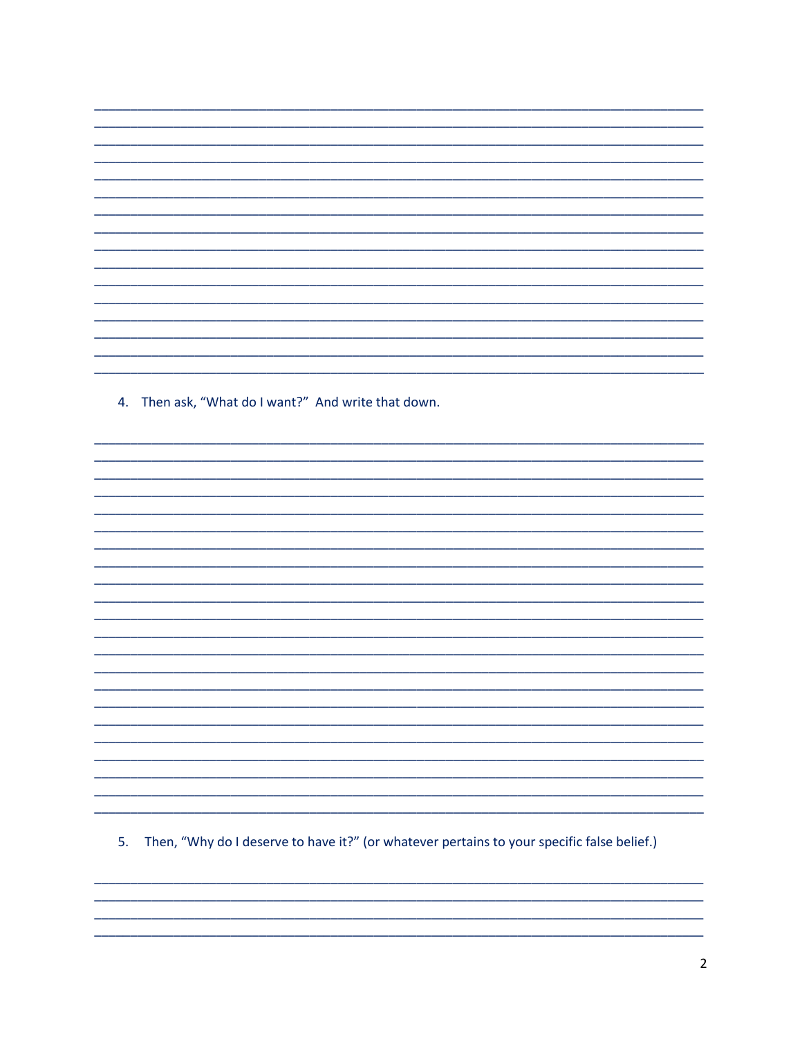4. Then ask, "What do I want?" And write that down.

5. Then, "Why do I deserve to have it?" (or whatever pertains to your specific false belief.)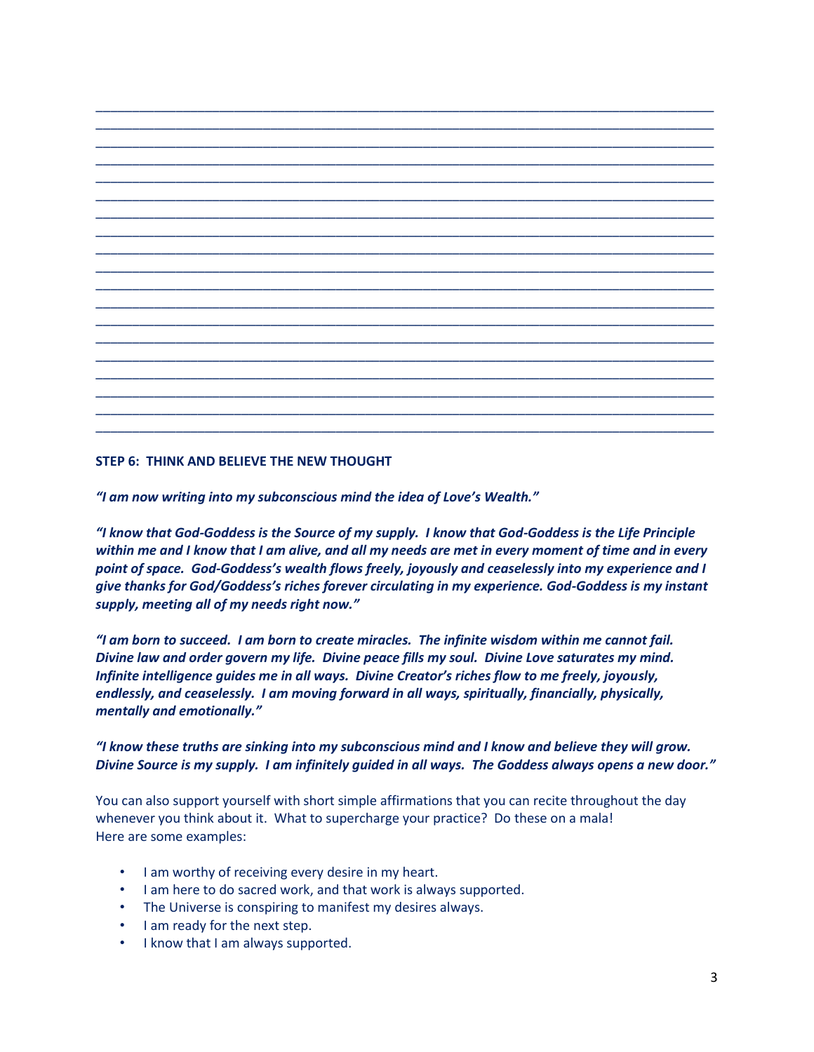______________________________________________________________________________
______________________________________________________________________________
______________________________________________________________________________
______________________________________________________________________________
______________________________________________________________________________
______________________________________________________________________________
______________________________________________________________________________
______________________________________________________________________________
______________________________________________________________________________
______________________________________________________________________________
______________________________________________________________________________
______________________________________________________________________________
______________________________________________________________________________
______________________________________________________________________________
______________________________________________________________________________
______________________________________________________________________________
______________________________________________________________________________
______________________________________________________________________________
______________________________________________________________________________

**STEP 6: THINK AND BELIEVE THE NEW THOUGHT**

***"I am now writing into my subconscious mind the idea of Love's Wealth."***

***"I know that God-Goddess is the Source of my supply. I know that God-Goddess is the Life Principle within me and I know that I am alive, and all my needs are met in every moment of time and in every point of space. God-Goddess's wealth flows freely, joyously and ceaselessly into my experience and I give thanks for God/Goddess's riches forever circulating in my experience. God-Goddess is my instant supply, meeting all of my needs right now."***

***"I am born to succeed. I am born to create miracles. The infinite wisdom within me cannot fail. Divine law and order govern my life. Divine peace fills my soul. Divine Love saturates my mind. Infinite intelligence guides me in all ways. Divine Creator's riches flow to me freely, joyously, endlessly, and ceaselessly. I am moving forward in all ways, spiritually, financially, physically, mentally and emotionally."***

***"I know these truths are sinking into my subconscious mind and I know and believe they will grow. Divine Source is my supply. I am infinitely guided in all ways. The Goddess always opens a new door."***

You can also support yourself with short simple affirmations that you can recite throughout the day whenever you think about it. What to supercharge your practice? Do these on a mala!
Here are some examples:

- I am worthy of receiving every desire in my heart.
- I am here to do sacred work, and that work is always supported.
- The Universe is conspiring to manifest my desires always.
- I am ready for the next step.
- I know that I am always supported.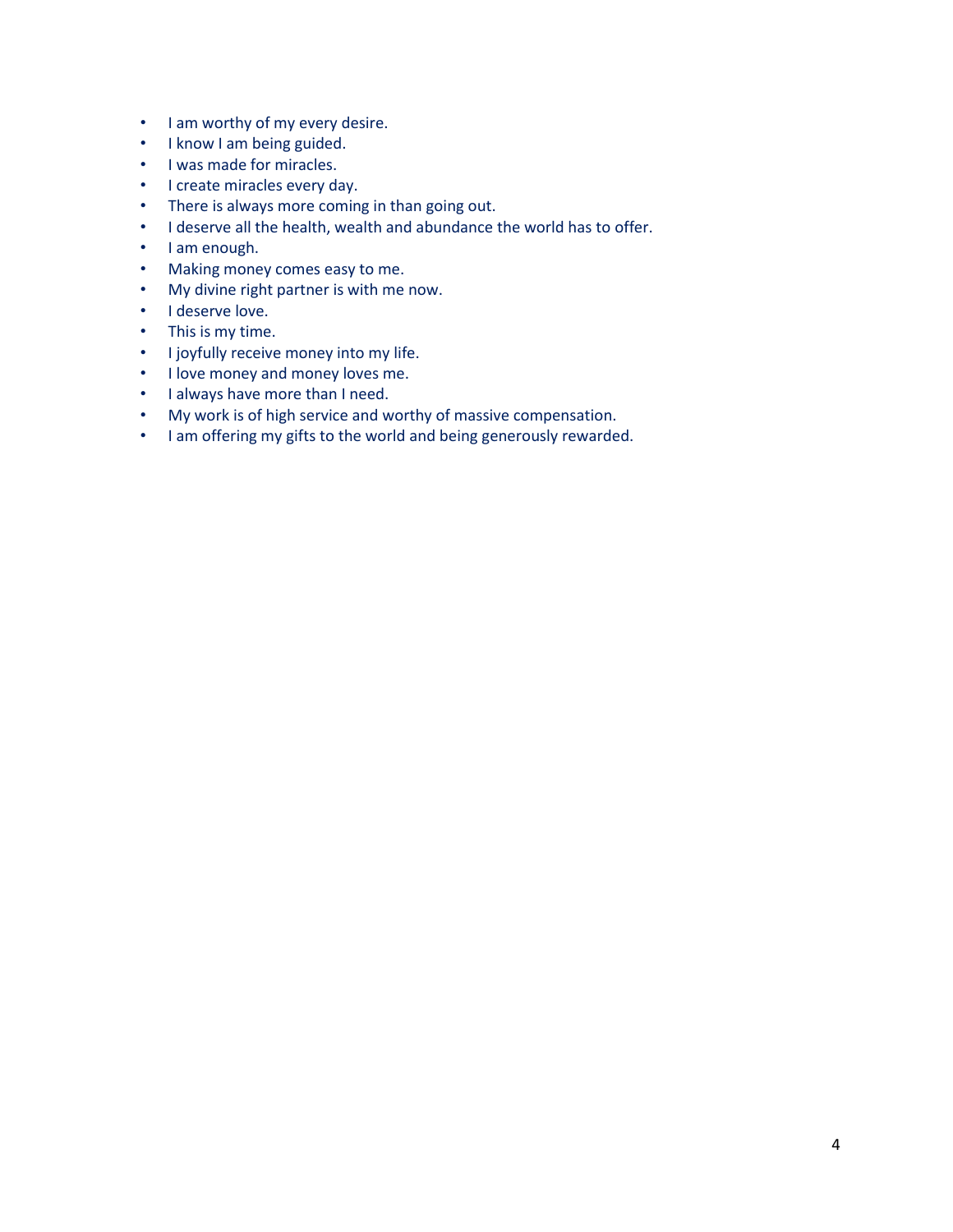- I am worthy of my every desire.
- I know I am being guided.
- I was made for miracles.
- I create miracles every day.
- There is always more coming in than going out.
- I deserve all the health, wealth and abundance the world has to offer.
- I am enough.
- Making money comes easy to me.
- My divine right partner is with me now.
- I deserve love.
- This is my time.
- I joyfully receive money into my life.
- I love money and money loves me.
- I always have more than I need.
- My work is of high service and worthy of massive compensation.
- I am offering my gifts to the world and being generously rewarded.